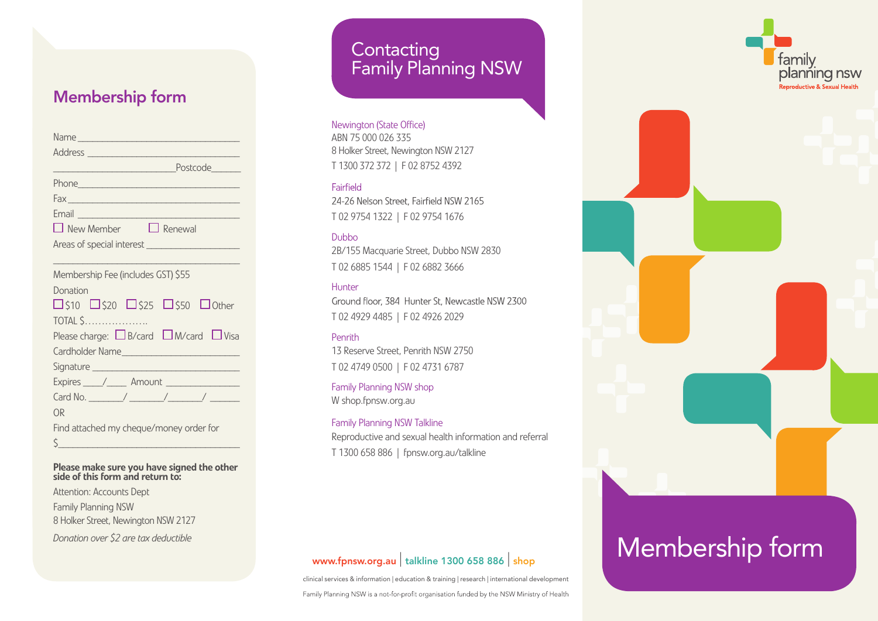## Membership form

Name ________________________________

Address ______________________________

________________________ Postcode______

Phone________________________________

Fax__________________________________

Email ________________________________

☐ New Member ☐ Renewal

Areas of special interest ___________________

_____________________________________

Membership Fee (includes GST) $55

Donation

☐ $10 ☐ $20 ☐ $25 ☐ $50 ☐ Other

TOTAL $……………….

Please charge: ☐ B/card ☐ M/card ☐ Visa

Cardholder Name_______________________

Signature ____________________________

Expires ____/____ Amount _______________

Card No. _______/ _______/_______/ ______

OR

Find attached my cheque/money order for

$____________________________________

**Please make sure you have signed the other side of this form and return to:**

Attention: Accounts Dept
Family Planning NSW
8 Holker Street, Newington NSW 2127

*Donation over $2 are tax deductible*

## Contacting Family Planning NSW

**Newington (State Office)**
ABN 75 000 026 335
8 Holker Street, Newington NSW 2127
T 1300 372 372 | F 02 8752 4392

**Fairfield**
24-26 Nelson Street, Fairfield NSW 2165
T 02 9754 1322 | F 02 9754 1676

**Dubbo**
2B/155 Macquarie Street, Dubbo NSW 2830
T 02 6885 1544 | F 02 6882 3666

**Hunter**
Ground floor, 384 Hunter St, Newcastle NSW 2300
T 02 4929 4485 | F 02 4926 2029

**Penrith**
13 Reserve Street, Penrith NSW 2750
T 02 4749 0500 | F 02 4731 6787

**Family Planning NSW shop**
W shop.fpnsw.org.au

**Family Planning NSW Talkline**
Reproductive and sexual health information and referral
T 1300 658 886 | fpnsw.org.au/talkline

www.fpnsw.org.au | talkline 1300 658 886 | shop

clinical services & information | education & training | research | international development

Family Planning NSW is a not-for-profit organisation funded by the NSW Ministry of Health

family planning nsw
Reproductive & Sexual Health

# Membership form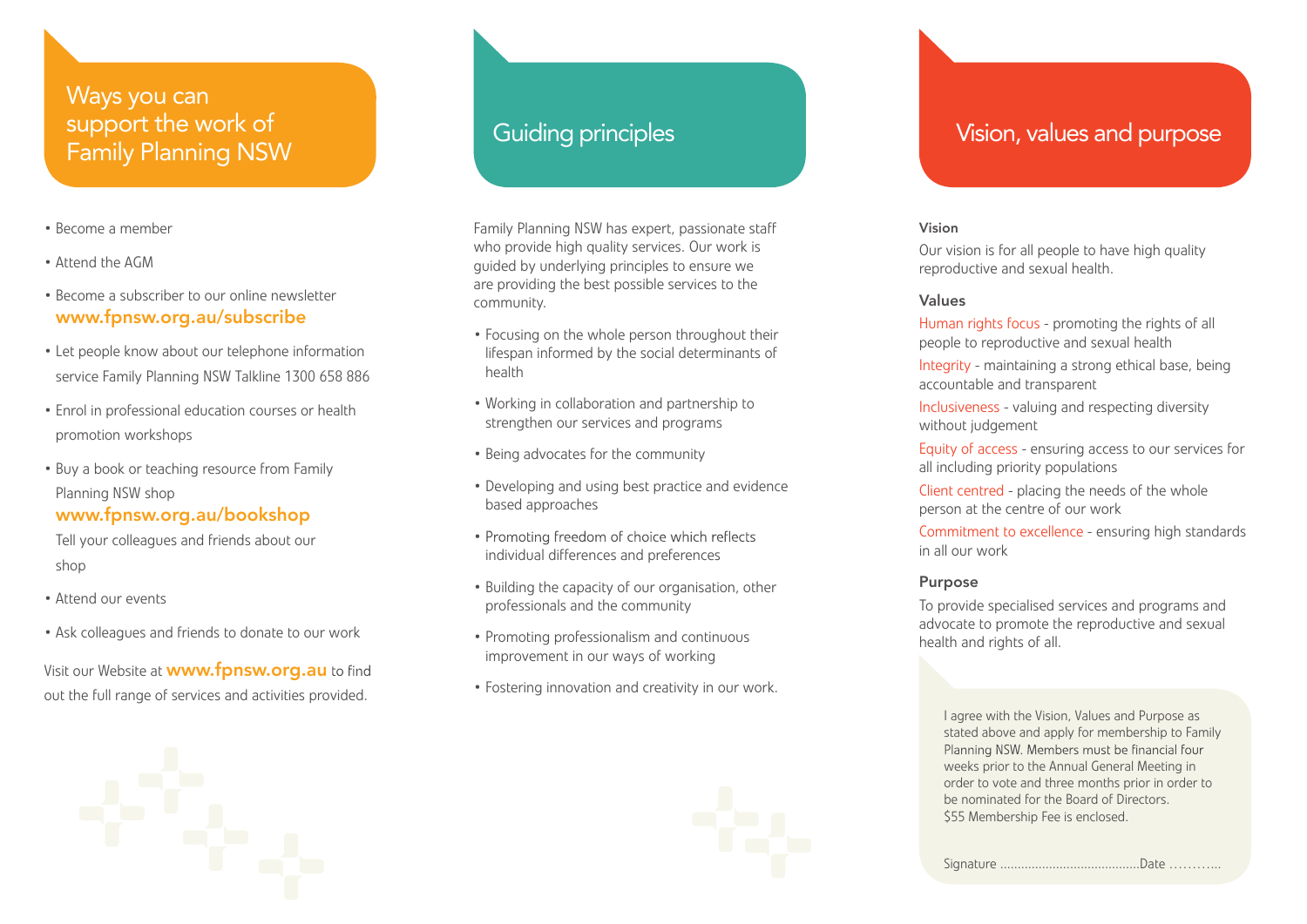## Ways you can support the work of Family Planning NSW

- Become a member
- Attend the AGM
- Become a subscriber to our online newsletter **www.fpnsw.org.au/subscribe**
- Let people know about our telephone information service Family Planning NSW Talkline 1300 658 886
- Enrol in professional education courses or health promotion workshops
- Buy a book or teaching resource from Family Planning NSW shop **www.fpnsw.org.au/bookshop**

  Tell your colleagues and friends about our shop
- Attend our events
- Ask colleagues and friends to donate to our work

Visit our Website at **www.fpnsw.org.au** to find out the full range of services and activities provided.

## Guiding principles

Family Planning NSW has expert, passionate staff who provide high quality services. Our work is guided by underlying principles to ensure we are providing the best possible services to the community.

- Focusing on the whole person throughout their lifespan informed by the social determinants of health
- Working in collaboration and partnership to strengthen our services and programs
- Being advocates for the community
- Developing and using best practice and evidence based approaches
- Promoting freedom of choice which reflects individual differences and preferences
- Building the capacity of our organisation, other professionals and the community
- Promoting professionalism and continuous improvement in our ways of working
- Fostering innovation and creativity in our work.

## Vision, values and purpose

### Vision

Our vision is for all people to have high quality reproductive and sexual health.

### Values

Human rights focus - promoting the rights of all people to reproductive and sexual health

Integrity - maintaining a strong ethical base, being accountable and transparent

Inclusiveness - valuing and respecting diversity without judgement

Equity of access - ensuring access to our services for all including priority populations

Client centred - placing the needs of the whole person at the centre of our work

Commitment to excellence - ensuring high standards in all our work

### Purpose

To provide specialised services and programs and advocate to promote the reproductive and sexual health and rights of all.

I agree with the Vision, Values and Purpose as stated above and apply for membership to Family Planning NSW. Members must be financial four weeks prior to the Annual General Meeting in order to vote and three months prior in order to be nominated for the Board of Directors.
$55 Membership Fee is enclosed.

Signature .......................................Date ………...